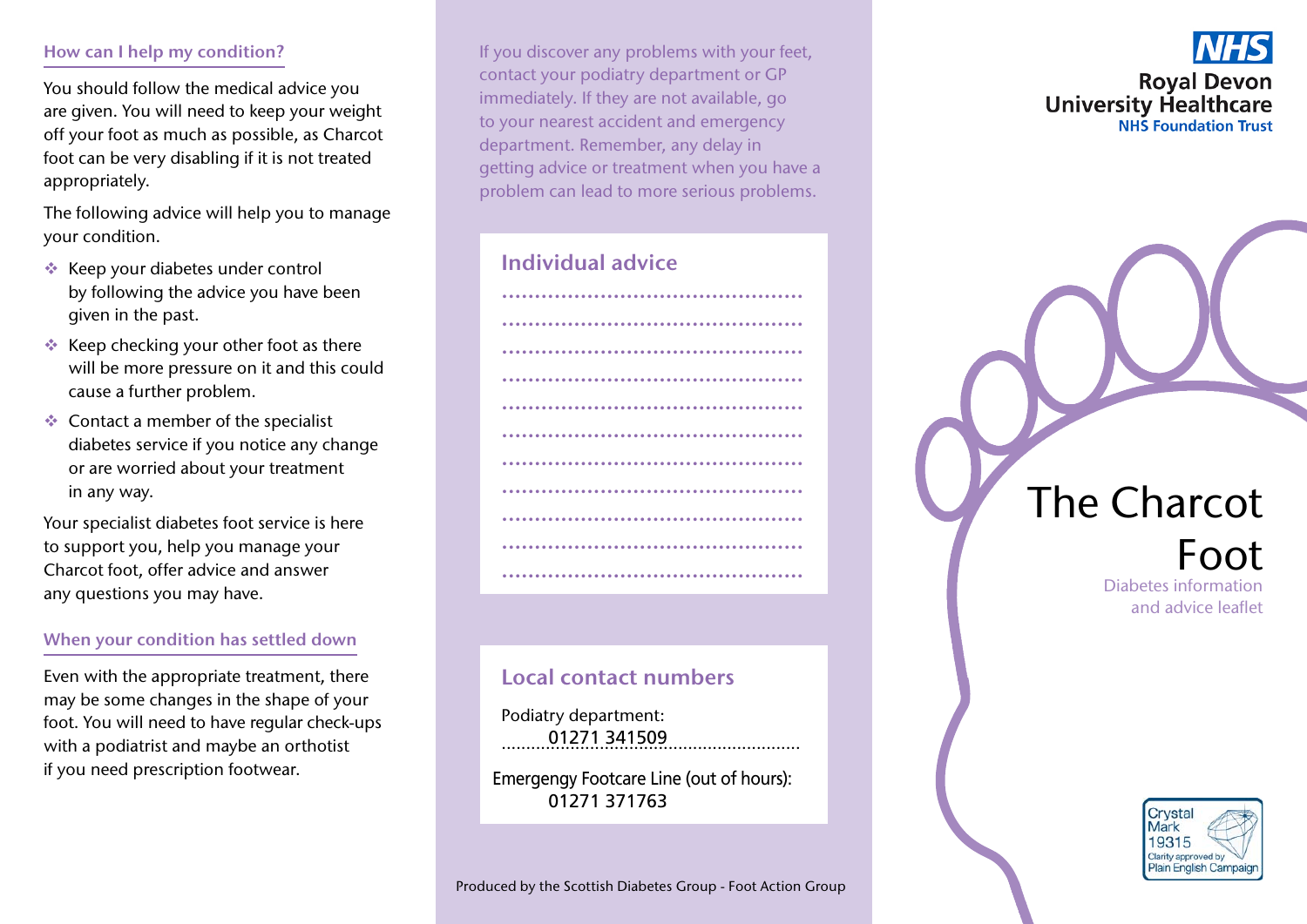## How can I help my condition?

You should follow the medical advice you are given. You will need to keep your weight off your foot as much as possible, as Charcot foot can be very disabling if it is not treated appropriately.

The following advice will help you to manage your condition.

- Keep your diabetes under control by following the advice you have been given in the past.
- Keep checking your other foot as there will be more pressure on it and this could cause a further problem.
- Contact a member of the specialist diabetes service if you notice any change or are worried about your treatment in any way.

Your specialist diabetes foot service is here to support you, help you manage your Charcot foot, offer advice and answer any questions you may have.

## When your condition has settled down

Even with the appropriate treatment, there may be some changes in the shape of your foot. You will need to have regular check-ups with a podiatrist and maybe an orthotist if you need prescription footwear.

If you discover any problems with your feet, contact your podiatry department or GP immediately. If they are not available, go to your nearest accident and emergency department. Remember, any delay in getting advice or treatment when you have a problem can lead to more serious problems.

## Individual advice

.............................................

.............................................

.............................................

.............................................

.............................................

.............................................

.............................................

.............................................

.............................................

.............................................

.............................................

## Local contact numbers

Podiatry department:
01271 341509

Emergengy Footcare Line (out of hours):
01271 371763

Produced by the Scottish Diabetes Group - Foot Action Group

NHS
Royal Devon University Healthcare
NHS Foundation Trust

# The Charcot Foot

Diabetes information and advice leaflet

Crystal Mark 19315
Clarity approved by Plain English Campaign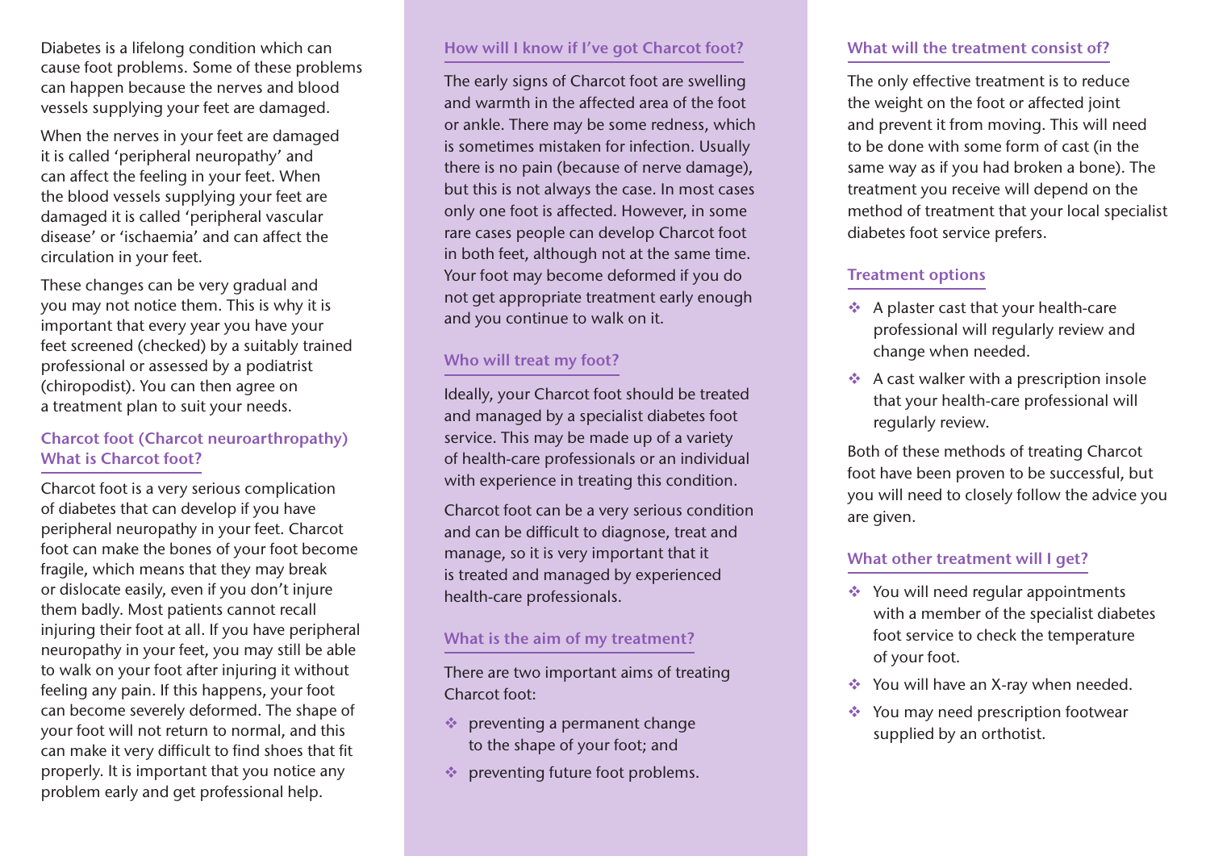Diabetes is a lifelong condition which can cause foot problems. Some of these problems can happen because the nerves and blood vessels supplying your feet are damaged.

When the nerves in your feet are damaged it is called 'peripheral neuropathy' and can affect the feeling in your feet. When the blood vessels supplying your feet are damaged it is called 'peripheral vascular disease' or 'ischaemia' and can affect the circulation in your feet.

These changes can be very gradual and you may not notice them. This is why it is important that every year you have your feet screened (checked) by a suitably trained professional or assessed by a podiatrist (chiropodist). You can then agree on a treatment plan to suit your needs.

## Charcot foot (Charcot neuroarthropathy)

### What is Charcot foot?

Charcot foot is a very serious complication of diabetes that can develop if you have peripheral neuropathy in your feet. Charcot foot can make the bones of your foot become fragile, which means that they may break or dislocate easily, even if you don't injure them badly. Most patients cannot recall injuring their foot at all. If you have peripheral neuropathy in your feet, you may still be able to walk on your foot after injuring it without feeling any pain. If this happens, your foot can become severely deformed. The shape of your foot will not return to normal, and this can make it very difficult to find shoes that fit properly. It is important that you notice any problem early and get professional help.

### How will I know if I've got Charcot foot?

The early signs of Charcot foot are swelling and warmth in the affected area of the foot or ankle. There may be some redness, which is sometimes mistaken for infection. Usually there is no pain (because of nerve damage), but this is not always the case. In most cases only one foot is affected. However, in some rare cases people can develop Charcot foot in both feet, although not at the same time. Your foot may become deformed if you do not get appropriate treatment early enough and you continue to walk on it.

### Who will treat my foot?

Ideally, your Charcot foot should be treated and managed by a specialist diabetes foot service. This may be made up of a variety of health-care professionals or an individual with experience in treating this condition.

Charcot foot can be a very serious condition and can be difficult to diagnose, treat and manage, so it is very important that it is treated and managed by experienced health-care professionals.

### What is the aim of my treatment?

There are two important aims of treating Charcot foot:

- preventing a permanent change to the shape of your foot; and
- preventing future foot problems.

### What will the treatment consist of?

The only effective treatment is to reduce the weight on the foot or affected joint and prevent it from moving. This will need to be done with some form of cast (in the same way as if you had broken a bone). The treatment you receive will depend on the method of treatment that your local specialist diabetes foot service prefers.

### Treatment options

- A plaster cast that your health-care professional will regularly review and change when needed.
- A cast walker with a prescription insole that your health-care professional will regularly review.

Both of these methods of treating Charcot foot have been proven to be successful, but you will need to closely follow the advice you are given.

### What other treatment will I get?

- You will need regular appointments with a member of the specialist diabetes foot service to check the temperature of your foot.
- You will have an X-ray when needed.
- You may need prescription footwear supplied by an orthotist.